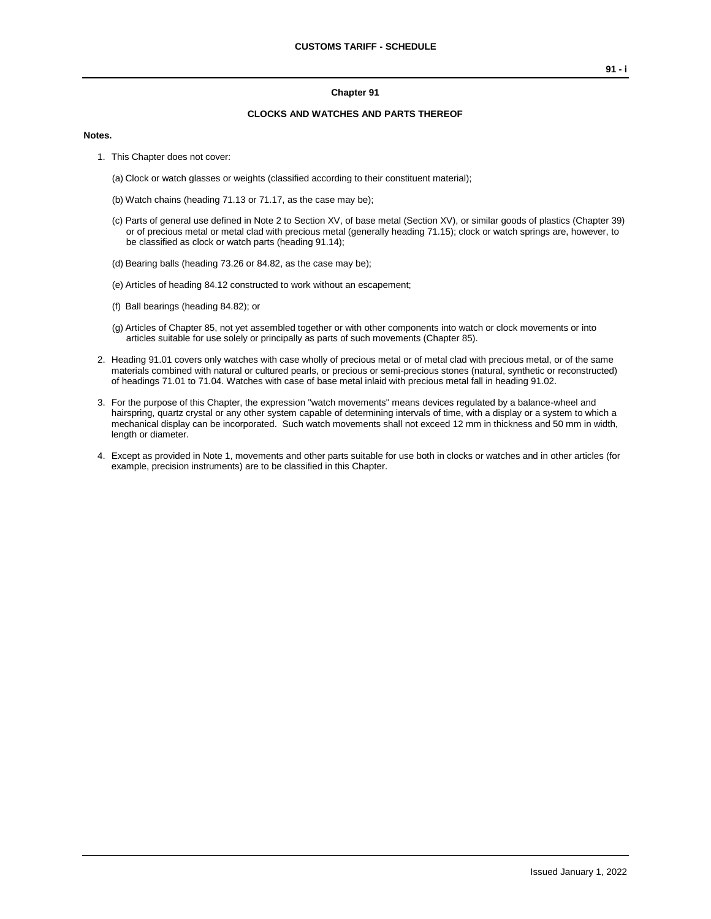## Chapter 91

### CLOCKS AND WATCHES AND PARTS THEREOF

**Notes.**

1. This Chapter does not cover:

   (a) Clock or watch glasses or weights (classified according to their constituent material);

   (b) Watch chains (heading 71.13 or 71.17, as the case may be);

   (c) Parts of general use defined in Note 2 to Section XV, of base metal (Section XV), or similar goods of plastics (Chapter 39) or of precious metal or metal clad with precious metal (generally heading 71.15); clock or watch springs are, however, to be classified as clock or watch parts (heading 91.14);

   (d) Bearing balls (heading 73.26 or 84.82, as the case may be);

   (e) Articles of heading 84.12 constructed to work without an escapement;

   (f) Ball bearings (heading 84.82); or

   (g) Articles of Chapter 85, not yet assembled together or with other components into watch or clock movements or into articles suitable for use solely or principally as parts of such movements (Chapter 85).

2. Heading 91.01 covers only watches with case wholly of precious metal or of metal clad with precious metal, or of the same materials combined with natural or cultured pearls, or precious or semi-precious stones (natural, synthetic or reconstructed) of headings 71.01 to 71.04. Watches with case of base metal inlaid with precious metal fall in heading 91.02.

3. For the purpose of this Chapter, the expression "watch movements" means devices regulated by a balance-wheel and hairspring, quartz crystal or any other system capable of determining intervals of time, with a display or a system to which a mechanical display can be incorporated. Such watch movements shall not exceed 12 mm in thickness and 50 mm in width, length or diameter.

4. Except as provided in Note 1, movements and other parts suitable for use both in clocks or watches and in other articles (for example, precision instruments) are to be classified in this Chapter.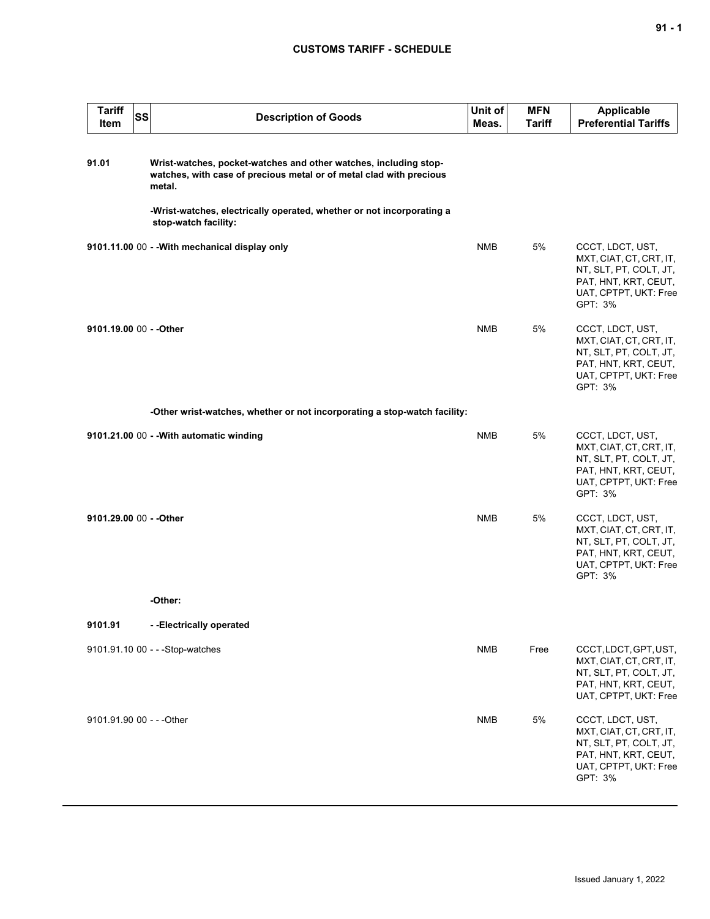## CUSTOMS TARIFF - SCHEDULE

| Tariff Item | SS | Description of Goods | Unit of Meas. | MFN Tariff | Applicable Preferential Tariffs |
|---|---|---|---|---|---|
| **91.01** | | **Wrist-watches, pocket-watches and other watches, including stop-watches, with case of precious metal or of metal clad with precious metal.** | | | |
| | | **-Wrist-watches, electrically operated, whether or not incorporating a stop-watch facility:** | | | |
| **9101.11.00** | 00 | **- -With mechanical display only** | NMB | 5% | CCCT, LDCT, UST, MXT, CIAT, CT, CRT, IT, NT, SLT, PT, COLT, JT, PAT, HNT, KRT, CEUT, UAT, CPTPT, UKT: Free GPT: 3% |
| **9101.19.00** | 00 | **- -Other** | NMB | 5% | CCCT, LDCT, UST, MXT, CIAT, CT, CRT, IT, NT, SLT, PT, COLT, JT, PAT, HNT, KRT, CEUT, UAT, CPTPT, UKT: Free GPT: 3% |
| | | **-Other wrist-watches, whether or not incorporating a stop-watch facility:** | | | |
| **9101.21.00** | 00 | **- -With automatic winding** | NMB | 5% | CCCT, LDCT, UST, MXT, CIAT, CT, CRT, IT, NT, SLT, PT, COLT, JT, PAT, HNT, KRT, CEUT, UAT, CPTPT, UKT: Free GPT: 3% |
| **9101.29.00** | 00 | **- -Other** | NMB | 5% | CCCT, LDCT, UST, MXT, CIAT, CT, CRT, IT, NT, SLT, PT, COLT, JT, PAT, HNT, KRT, CEUT, UAT, CPTPT, UKT: Free GPT: 3% |
| | | **-Other:** | | | |
| **9101.91** | | **- -Electrically operated** | | | |
| 9101.91.10 | 00 | - - -Stop-watches | NMB | Free | CCCT, LDCT, GPT, UST, MXT, CIAT, CT, CRT, IT, NT, SLT, PT, COLT, JT, PAT, HNT, KRT, CEUT, UAT, CPTPT, UKT: Free |
| 9101.91.90 | 00 | - - -Other | NMB | 5% | CCCT, LDCT, UST, MXT, CIAT, CT, CRT, IT, NT, SLT, PT, COLT, JT, PAT, HNT, KRT, CEUT, UAT, CPTPT, UKT: Free GPT: 3% |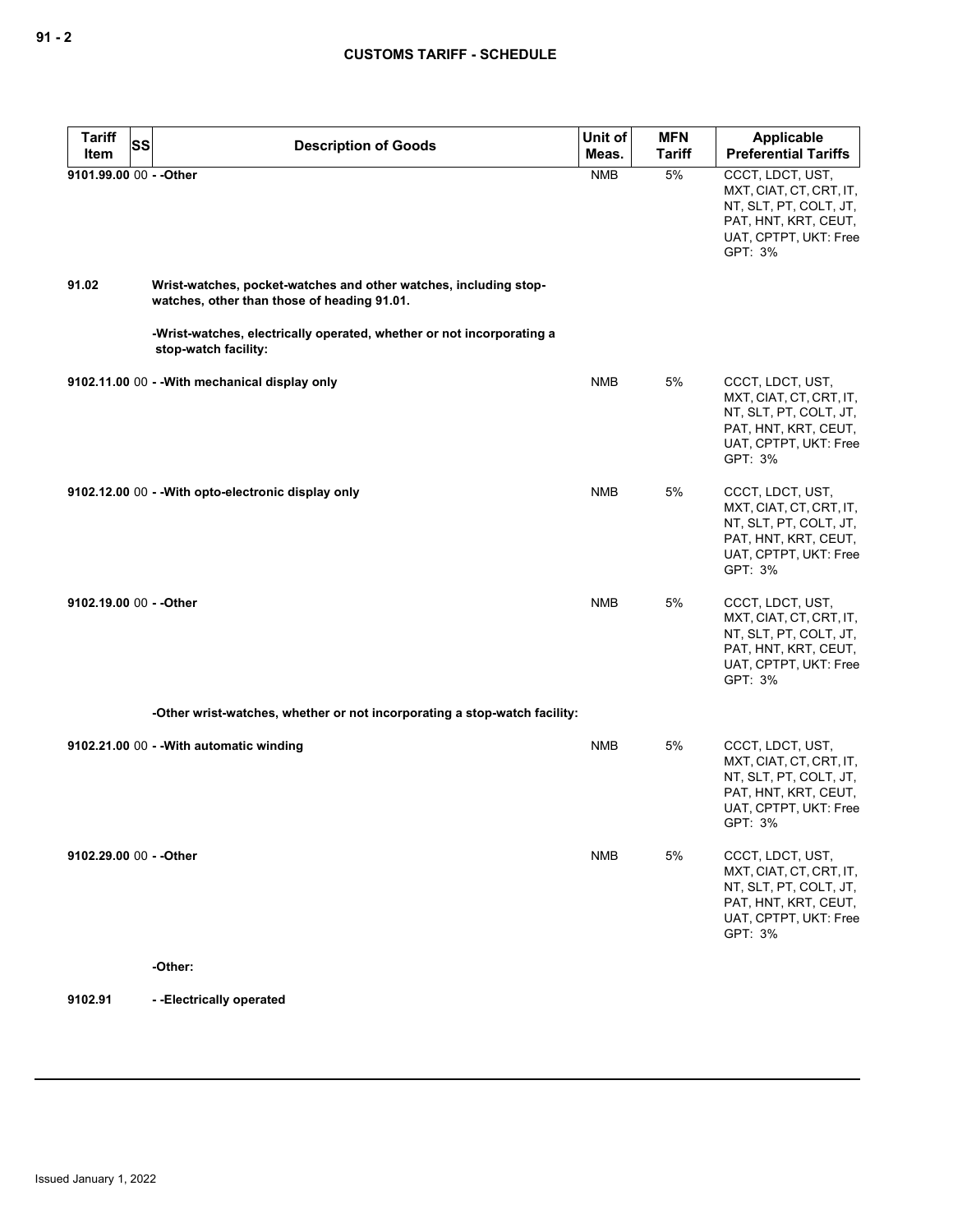| Tariff Item | SS | Description of Goods | Unit of Meas. | MFN Tariff | Applicable Preferential Tariffs |
|---|---|---|---|---|---|
| 9101.99.00 | 00 | - -Other | NMB | 5% | CCCT, LDCT, UST, MXT, CIAT, CT, CRT, IT, NT, SLT, PT, COLT, JT, PAT, HNT, KRT, CEUT, UAT, CPTPT, UKT: Free GPT: 3% |
| 91.02 | | **Wrist-watches, pocket-watches and other watches, including stop-watches, other than those of heading 91.01.** | | | |
| | | -Wrist-watches, electrically operated, whether or not incorporating a stop-watch facility: | | | |
| 9102.11.00 | 00 | - -With mechanical display only | NMB | 5% | CCCT, LDCT, UST, MXT, CIAT, CT, CRT, IT, NT, SLT, PT, COLT, JT, PAT, HNT, KRT, CEUT, UAT, CPTPT, UKT: Free GPT: 3% |
| 9102.12.00 | 00 | - -With opto-electronic display only | NMB | 5% | CCCT, LDCT, UST, MXT, CIAT, CT, CRT, IT, NT, SLT, PT, COLT, JT, PAT, HNT, KRT, CEUT, UAT, CPTPT, UKT: Free GPT: 3% |
| 9102.19.00 | 00 | - -Other | NMB | 5% | CCCT, LDCT, UST, MXT, CIAT, CT, CRT, IT, NT, SLT, PT, COLT, JT, PAT, HNT, KRT, CEUT, UAT, CPTPT, UKT: Free GPT: 3% |
| | | -Other wrist-watches, whether or not incorporating a stop-watch facility: | | | |
| 9102.21.00 | 00 | - -With automatic winding | NMB | 5% | CCCT, LDCT, UST, MXT, CIAT, CT, CRT, IT, NT, SLT, PT, COLT, JT, PAT, HNT, KRT, CEUT, UAT, CPTPT, UKT: Free GPT: 3% |
| 9102.29.00 | 00 | - -Other | NMB | 5% | CCCT, LDCT, UST, MXT, CIAT, CT, CRT, IT, NT, SLT, PT, COLT, JT, PAT, HNT, KRT, CEUT, UAT, CPTPT, UKT: Free GPT: 3% |
| | | -Other: | | | |
| 9102.91 | | - -Electrically operated | | | |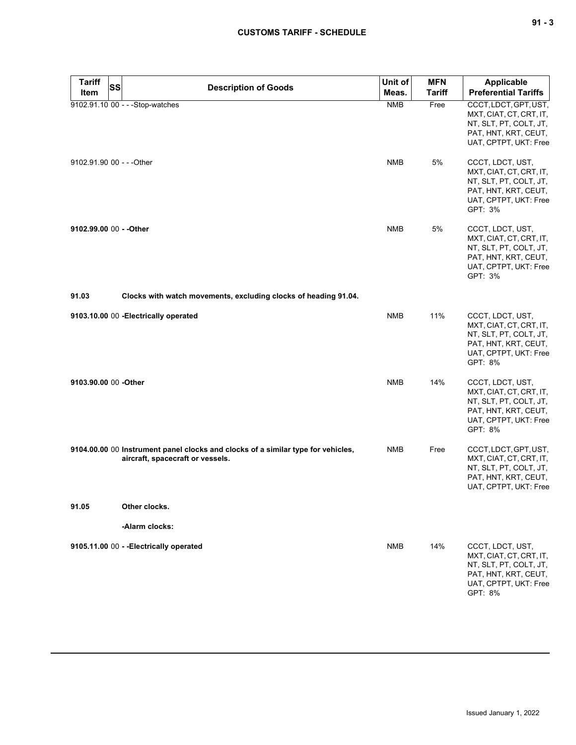| Tariff Item | SS | Description of Goods | Unit of Meas. | MFN Tariff | Applicable Preferential Tariffs |
|---|---|---|---|---|---|
| 9102.91.10 | 00 | - - -Stop-watches | NMB | Free | CCCT, LDCT, GPT, UST, MXT, CIAT, CT, CRT, IT, NT, SLT, PT, COLT, JT, PAT, HNT, KRT, CEUT, UAT, CPTPT, UKT: Free |
| 9102.91.90 | 00 | - - -Other | NMB | 5% | CCCT, LDCT, UST, MXT, CIAT, CT, CRT, IT, NT, SLT, PT, COLT, JT, PAT, HNT, KRT, CEUT, UAT, CPTPT, UKT: Free<br>GPT: 3% |
| **9102.99.00** | 00 | **- -Other** | NMB | 5% | CCCT, LDCT, UST, MXT, CIAT, CT, CRT, IT, NT, SLT, PT, COLT, JT, PAT, HNT, KRT, CEUT, UAT, CPTPT, UKT: Free<br>GPT: 3% |
| **91.03** | | **Clocks with watch movements, excluding clocks of heading 91.04.** | | | |
| **9103.10.00** | 00 | **-Electrically operated** | NMB | 11% | CCCT, LDCT, UST, MXT, CIAT, CT, CRT, IT, NT, SLT, PT, COLT, JT, PAT, HNT, KRT, CEUT, UAT, CPTPT, UKT: Free<br>GPT: 8% |
| **9103.90.00** | 00 | **-Other** | NMB | 14% | CCCT, LDCT, UST, MXT, CIAT, CT, CRT, IT, NT, SLT, PT, COLT, JT, PAT, HNT, KRT, CEUT, UAT, CPTPT, UKT: Free<br>GPT: 8% |
| **9104.00.00** | 00 | **Instrument panel clocks and clocks of a similar type for vehicles, aircraft, spacecraft or vessels.** | NMB | Free | CCCT, LDCT, GPT, UST, MXT, CIAT, CT, CRT, IT, NT, SLT, PT, COLT, JT, PAT, HNT, KRT, CEUT, UAT, CPTPT, UKT: Free |
| **91.05** | | **Other clocks.** | | | |
| | | **-Alarm clocks:** | | | |
| **9105.11.00** | 00 | **- -Electrically operated** | NMB | 14% | CCCT, LDCT, UST, MXT, CIAT, CT, CRT, IT, NT, SLT, PT, COLT, JT, PAT, HNT, KRT, CEUT, UAT, CPTPT, UKT: Free<br>GPT: 8% |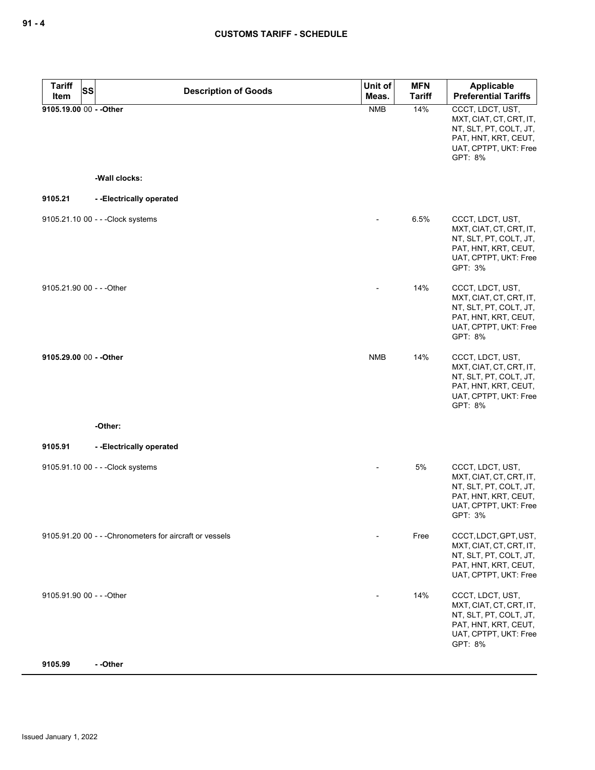| Tariff Item | SS | Description of Goods | Unit of Meas. | MFN Tariff | Applicable Preferential Tariffs |
|---|---|---|---|---|---|
| **9105.19.00** | 00 | **- -Other** | NMB | 14% | CCCT, LDCT, UST, MXT, CIAT, CT, CRT, IT, NT, SLT, PT, COLT, JT, PAT, HNT, KRT, CEUT, UAT, CPTPT, UKT: Free GPT: 8% |
| | | **-Wall clocks:** | | | |
| **9105.21** | | **- -Electrically operated** | | | |
| 9105.21.10 | 00 | - - -Clock systems | - | 6.5% | CCCT, LDCT, UST, MXT, CIAT, CT, CRT, IT, NT, SLT, PT, COLT, JT, PAT, HNT, KRT, CEUT, UAT, CPTPT, UKT: Free GPT: 3% |
| 9105.21.90 | 00 | - - -Other | - | 14% | CCCT, LDCT, UST, MXT, CIAT, CT, CRT, IT, NT, SLT, PT, COLT, JT, PAT, HNT, KRT, CEUT, UAT, CPTPT, UKT: Free GPT: 8% |
| **9105.29.00** | 00 | **- -Other** | NMB | 14% | CCCT, LDCT, UST, MXT, CIAT, CT, CRT, IT, NT, SLT, PT, COLT, JT, PAT, HNT, KRT, CEUT, UAT, CPTPT, UKT: Free GPT: 8% |
| | | **-Other:** | | | |
| **9105.91** | | **- -Electrically operated** | | | |
| 9105.91.10 | 00 | - - -Clock systems | - | 5% | CCCT, LDCT, UST, MXT, CIAT, CT, CRT, IT, NT, SLT, PT, COLT, JT, PAT, HNT, KRT, CEUT, UAT, CPTPT, UKT: Free GPT: 3% |
| 9105.91.20 | 00 | - - -Chronometers for aircraft or vessels | - | Free | CCCT, LDCT, GPT, UST, MXT, CIAT, CT, CRT, IT, NT, SLT, PT, COLT, JT, PAT, HNT, KRT, CEUT, UAT, CPTPT, UKT: Free |
| 9105.91.90 | 00 | - - -Other | - | 14% | CCCT, LDCT, UST, MXT, CIAT, CT, CRT, IT, NT, SLT, PT, COLT, JT, PAT, HNT, KRT, CEUT, UAT, CPTPT, UKT: Free GPT: 8% |
| **9105.99** | | **- -Other** | | | |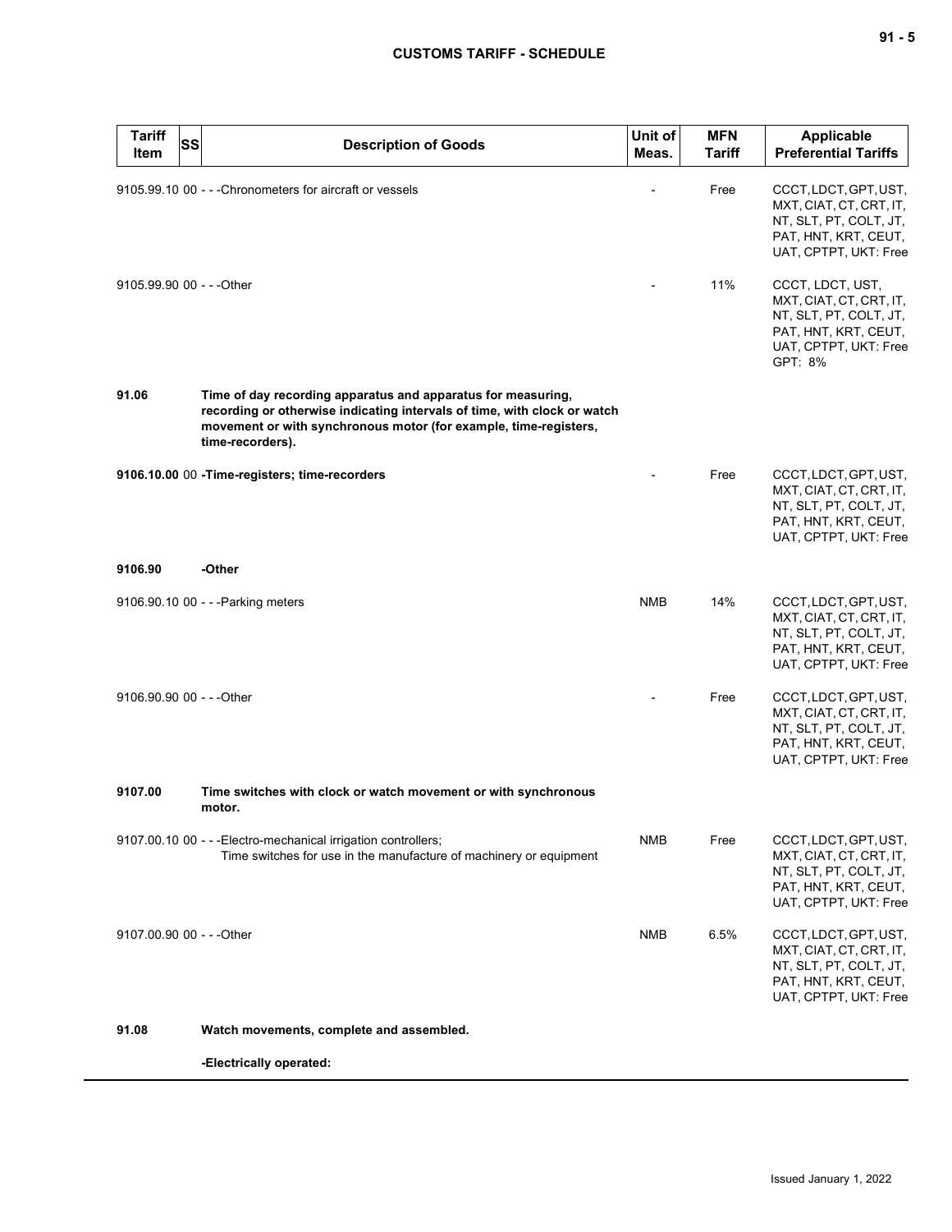| Tariff Item | SS | Description of Goods | Unit of Meas. | MFN Tariff | Applicable Preferential Tariffs |
|---|---|---|---|---|---|
| 9105.99.10 | 00 | - - -Chronometers for aircraft or vessels | - | Free | CCCT, LDCT, GPT, UST, MXT, CIAT, CT, CRT, IT, NT, SLT, PT, COLT, JT, PAT, HNT, KRT, CEUT, UAT, CPTPT, UKT: Free |
| 9105.99.90 | 00 | - - -Other | - | 11% | CCCT, LDCT, UST, MXT, CIAT, CT, CRT, IT, NT, SLT, PT, COLT, JT, PAT, HNT, KRT, CEUT, UAT, CPTPT, UKT: Free<br>GPT: 8% |
| **91.06** | | **Time of day recording apparatus and apparatus for measuring, recording or otherwise indicating intervals of time, with clock or watch movement or with synchronous motor (for example, time-registers, time-recorders).** | | | |
| **9106.10.00** | 00 | **-Time-registers; time-recorders** | - | Free | CCCT, LDCT, GPT, UST, MXT, CIAT, CT, CRT, IT, NT, SLT, PT, COLT, JT, PAT, HNT, KRT, CEUT, UAT, CPTPT, UKT: Free |
| **9106.90** | | **-Other** | | | |
| 9106.90.10 | 00 | - - -Parking meters | NMB | 14% | CCCT, LDCT, GPT, UST, MXT, CIAT, CT, CRT, IT, NT, SLT, PT, COLT, JT, PAT, HNT, KRT, CEUT, UAT, CPTPT, UKT: Free |
| 9106.90.90 | 00 | - - -Other | - | Free | CCCT, LDCT, GPT, UST, MXT, CIAT, CT, CRT, IT, NT, SLT, PT, COLT, JT, PAT, HNT, KRT, CEUT, UAT, CPTPT, UKT: Free |
| **9107.00** | | **Time switches with clock or watch movement or with synchronous motor.** | | | |
| 9107.00.10 | 00 | - - -Electro-mechanical irrigation controllers;<br>Time switches for use in the manufacture of machinery or equipment | NMB | Free | CCCT, LDCT, GPT, UST, MXT, CIAT, CT, CRT, IT, NT, SLT, PT, COLT, JT, PAT, HNT, KRT, CEUT, UAT, CPTPT, UKT: Free |
| 9107.00.90 | 00 | - - -Other | NMB | 6.5% | CCCT, LDCT, GPT, UST, MXT, CIAT, CT, CRT, IT, NT, SLT, PT, COLT, JT, PAT, HNT, KRT, CEUT, UAT, CPTPT, UKT: Free |
| **91.08** | | **Watch movements, complete and assembled.** | | | |
| | | **-Electrically operated:** | | | |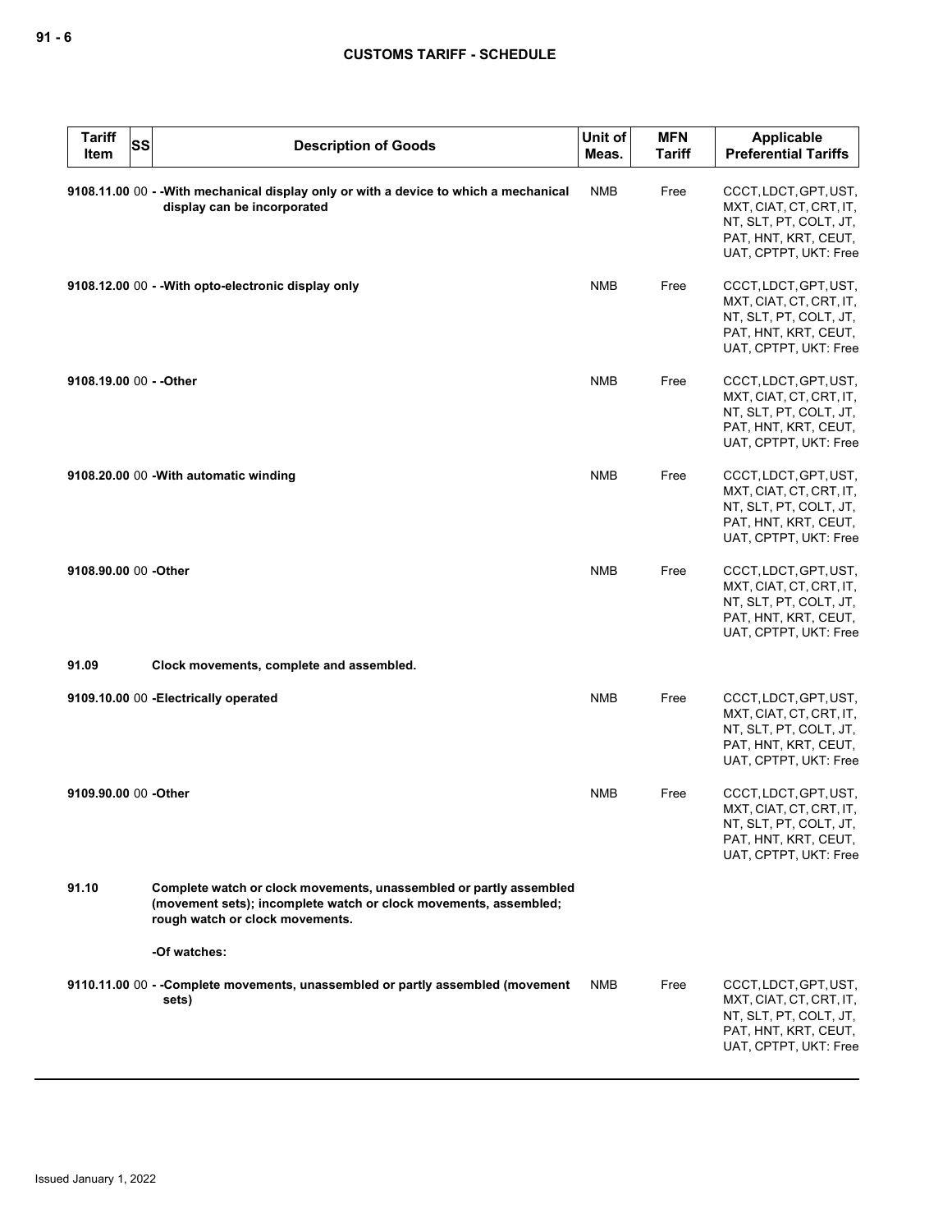| Tariff Item | SS | Description of Goods | Unit of Meas. | MFN Tariff | Applicable Preferential Tariffs |
|---|---|---|---|---|---|
| 9108.11.00 | 00 | - -With mechanical display only or with a device to which a mechanical display can be incorporated | NMB | Free | CCCT, LDCT, GPT, UST, MXT, CIAT, CT, CRT, IT, NT, SLT, PT, COLT, JT, PAT, HNT, KRT, CEUT, UAT, CPTPT, UKT: Free |
| 9108.12.00 | 00 | - -With opto-electronic display only | NMB | Free | CCCT, LDCT, GPT, UST, MXT, CIAT, CT, CRT, IT, NT, SLT, PT, COLT, JT, PAT, HNT, KRT, CEUT, UAT, CPTPT, UKT: Free |
| 9108.19.00 | 00 | - -Other | NMB | Free | CCCT, LDCT, GPT, UST, MXT, CIAT, CT, CRT, IT, NT, SLT, PT, COLT, JT, PAT, HNT, KRT, CEUT, UAT, CPTPT, UKT: Free |
| 9108.20.00 | 00 | -With automatic winding | NMB | Free | CCCT, LDCT, GPT, UST, MXT, CIAT, CT, CRT, IT, NT, SLT, PT, COLT, JT, PAT, HNT, KRT, CEUT, UAT, CPTPT, UKT: Free |
| 9108.90.00 | 00 | -Other | NMB | Free | CCCT, LDCT, GPT, UST, MXT, CIAT, CT, CRT, IT, NT, SLT, PT, COLT, JT, PAT, HNT, KRT, CEUT, UAT, CPTPT, UKT: Free |
| 91.09 | | Clock movements, complete and assembled. | | | |
| 9109.10.00 | 00 | -Electrically operated | NMB | Free | CCCT, LDCT, GPT, UST, MXT, CIAT, CT, CRT, IT, NT, SLT, PT, COLT, JT, PAT, HNT, KRT, CEUT, UAT, CPTPT, UKT: Free |
| 9109.90.00 | 00 | -Other | NMB | Free | CCCT, LDCT, GPT, UST, MXT, CIAT, CT, CRT, IT, NT, SLT, PT, COLT, JT, PAT, HNT, KRT, CEUT, UAT, CPTPT, UKT: Free |
| 91.10 | | Complete watch or clock movements, unassembled or partly assembled (movement sets); incomplete watch or clock movements, assembled; rough watch or clock movements. | | | |
| | | -Of watches: | | | |
| 9110.11.00 | 00 | - -Complete movements, unassembled or partly assembled (movement sets) | NMB | Free | CCCT, LDCT, GPT, UST, MXT, CIAT, CT, CRT, IT, NT, SLT, PT, COLT, JT, PAT, HNT, KRT, CEUT, UAT, CPTPT, UKT: Free |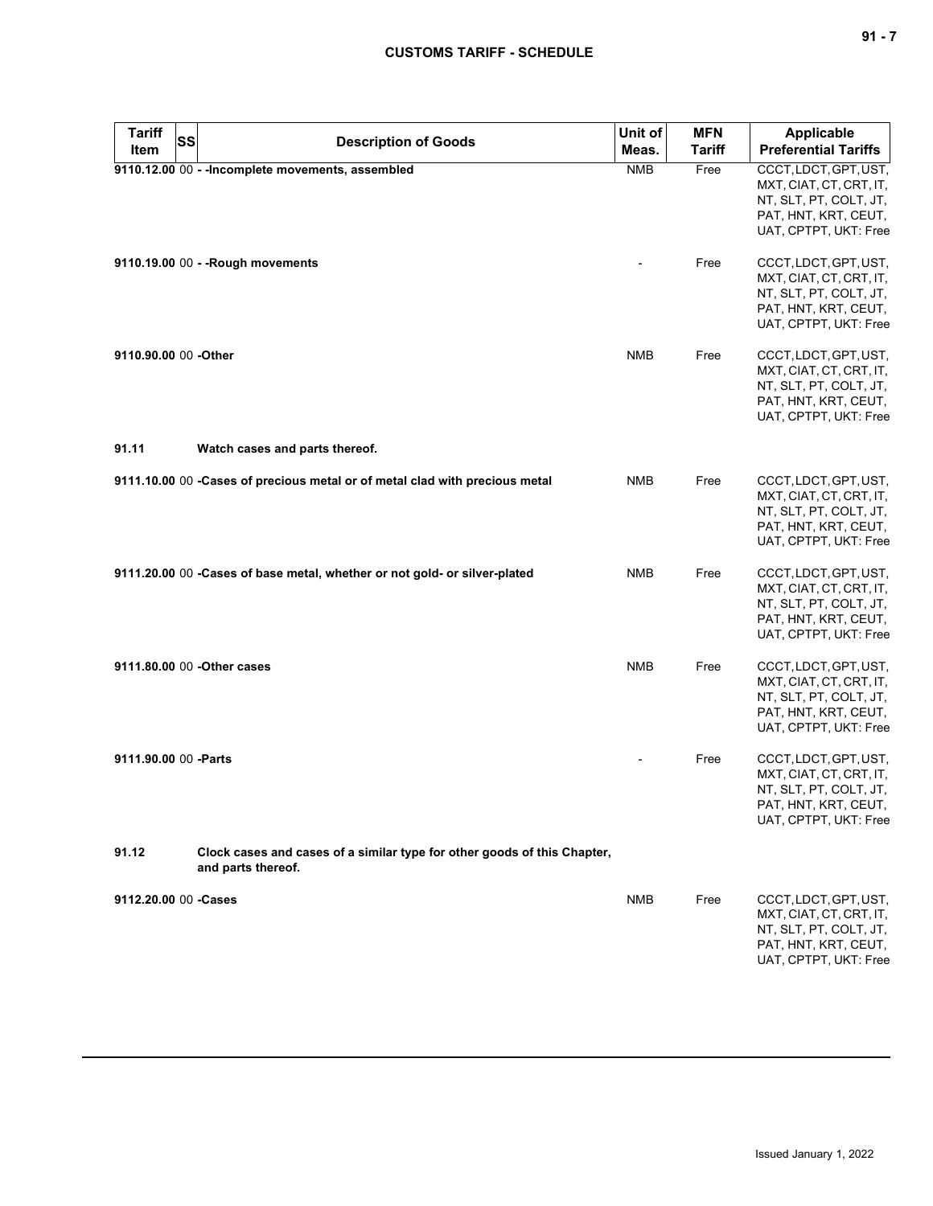| Tariff Item | SS | Description of Goods | Unit of Meas. | MFN Tariff | Applicable Preferential Tariffs |
|---|---|---|---|---|---|
| 9110.12.00 | 00 | - -Incomplete movements, assembled | NMB | Free | CCCT, LDCT, GPT, UST, MXT, CIAT, CT, CRT, IT, NT, SLT, PT, COLT, JT, PAT, HNT, KRT, CEUT, UAT, CPTPT, UKT: Free |
| 9110.19.00 | 00 | - -Rough movements | - | Free | CCCT, LDCT, GPT, UST, MXT, CIAT, CT, CRT, IT, NT, SLT, PT, COLT, JT, PAT, HNT, KRT, CEUT, UAT, CPTPT, UKT: Free |
| 9110.90.00 | 00 | -Other | NMB | Free | CCCT, LDCT, GPT, UST, MXT, CIAT, CT, CRT, IT, NT, SLT, PT, COLT, JT, PAT, HNT, KRT, CEUT, UAT, CPTPT, UKT: Free |
| 91.11 | | Watch cases and parts thereof. | | | |
| 9111.10.00 | 00 | -Cases of precious metal or of metal clad with precious metal | NMB | Free | CCCT, LDCT, GPT, UST, MXT, CIAT, CT, CRT, IT, NT, SLT, PT, COLT, JT, PAT, HNT, KRT, CEUT, UAT, CPTPT, UKT: Free |
| 9111.20.00 | 00 | -Cases of base metal, whether or not gold- or silver-plated | NMB | Free | CCCT, LDCT, GPT, UST, MXT, CIAT, CT, CRT, IT, NT, SLT, PT, COLT, JT, PAT, HNT, KRT, CEUT, UAT, CPTPT, UKT: Free |
| 9111.80.00 | 00 | -Other cases | NMB | Free | CCCT, LDCT, GPT, UST, MXT, CIAT, CT, CRT, IT, NT, SLT, PT, COLT, JT, PAT, HNT, KRT, CEUT, UAT, CPTPT, UKT: Free |
| 9111.90.00 | 00 | -Parts | - | Free | CCCT, LDCT, GPT, UST, MXT, CIAT, CT, CRT, IT, NT, SLT, PT, COLT, JT, PAT, HNT, KRT, CEUT, UAT, CPTPT, UKT: Free |
| 91.12 | | Clock cases and cases of a similar type for other goods of this Chapter, and parts thereof. | | | |
| 9112.20.00 | 00 | -Cases | NMB | Free | CCCT, LDCT, GPT, UST, MXT, CIAT, CT, CRT, IT, NT, SLT, PT, COLT, JT, PAT, HNT, KRT, CEUT, UAT, CPTPT, UKT: Free |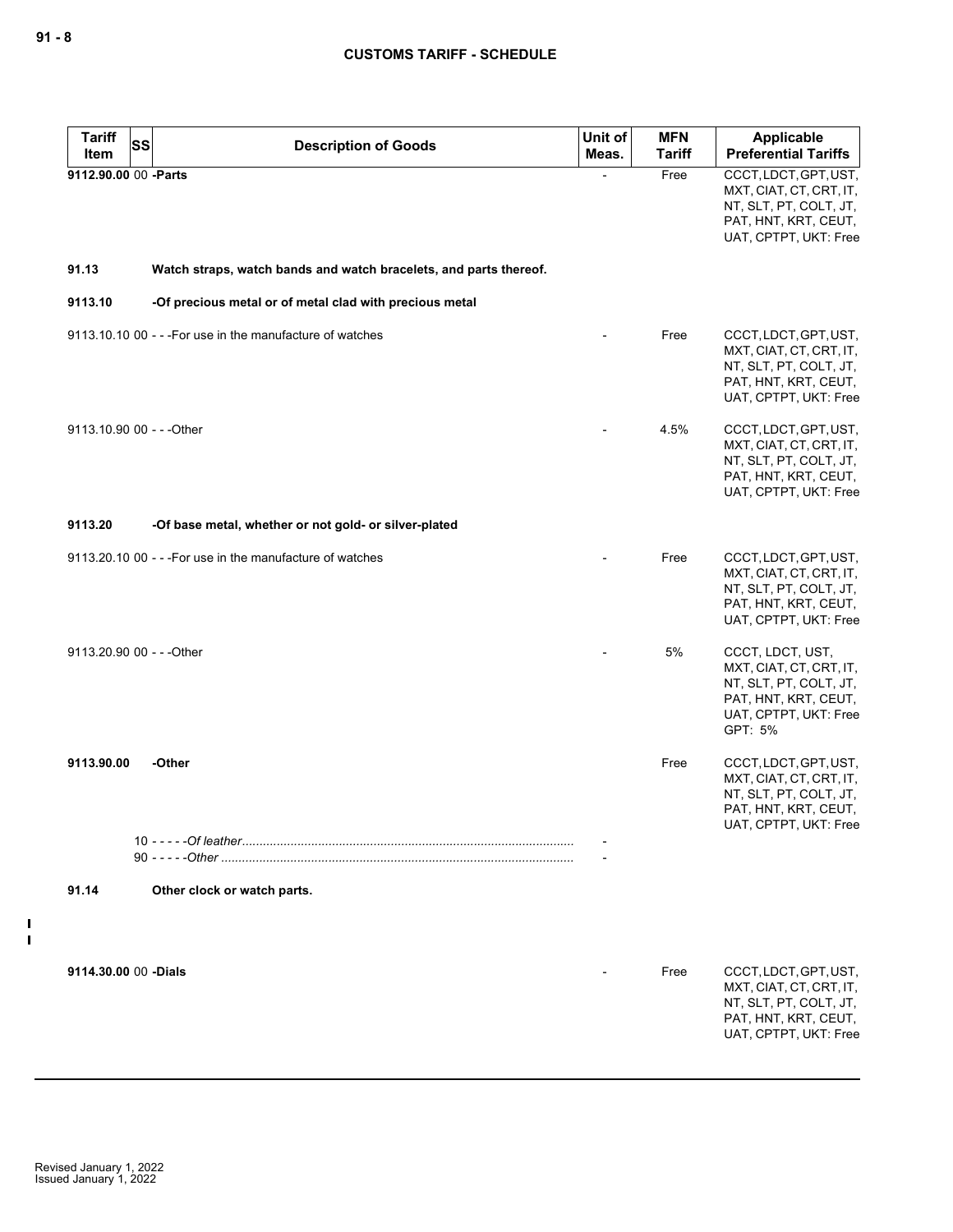## CUSTOMS TARIFF - SCHEDULE

| Tariff Item | SS | Description of Goods | Unit of Meas. | MFN Tariff | Applicable Preferential Tariffs |
|---|---|---|---|---|---|
| **9112.90.00** | 00 | **-Parts** | - | Free | CCCT, LDCT, GPT, UST, MXT, CIAT, CT, CRT, IT, NT, SLT, PT, COLT, JT, PAT, HNT, KRT, CEUT, UAT, CPTPT, UKT: Free |
| **91.13** | | **Watch straps, watch bands and watch bracelets, and parts thereof.** | | | |
| **9113.10** | | **-Of precious metal or of metal clad with precious metal** | | | |
| 9113.10.10 | 00 | - - -For use in the manufacture of watches | - | Free | CCCT, LDCT, GPT, UST, MXT, CIAT, CT, CRT, IT, NT, SLT, PT, COLT, JT, PAT, HNT, KRT, CEUT, UAT, CPTPT, UKT: Free |
| 9113.10.90 | 00 | - - -Other | - | 4.5% | CCCT, LDCT, GPT, UST, MXT, CIAT, CT, CRT, IT, NT, SLT, PT, COLT, JT, PAT, HNT, KRT, CEUT, UAT, CPTPT, UKT: Free |
| **9113.20** | | **-Of base metal, whether or not gold- or silver-plated** | | | |
| 9113.20.10 | 00 | - - -For use in the manufacture of watches | - | Free | CCCT, LDCT, GPT, UST, MXT, CIAT, CT, CRT, IT, NT, SLT, PT, COLT, JT, PAT, HNT, KRT, CEUT, UAT, CPTPT, UKT: Free |
| 9113.20.90 | 00 | - - -Other | - | 5% | CCCT, LDCT, UST, MXT, CIAT, CT, CRT, IT, NT, SLT, PT, COLT, JT, PAT, HNT, KRT, CEUT, UAT, CPTPT, UKT: Free<br>GPT: 5% |
| **9113.90.00** | | **-Other** | | Free | CCCT, LDCT, GPT, UST, MXT, CIAT, CT, CRT, IT, NT, SLT, PT, COLT, JT, PAT, HNT, KRT, CEUT, UAT, CPTPT, UKT: Free |
| | 10 | - - - - -*Of leather* | - | | |
| | 90 | - - - - -*Other* | - | | |
| **91.14** | | **Other clock or watch parts.** | | | |
| **9114.30.00** | 00 | **-Dials** | - | Free | CCCT, LDCT, GPT, UST, MXT, CIAT, CT, CRT, IT, NT, SLT, PT, COLT, JT, PAT, HNT, KRT, CEUT, UAT, CPTPT, UKT: Free |

Revised January 1, 2022
Issued January 1, 2022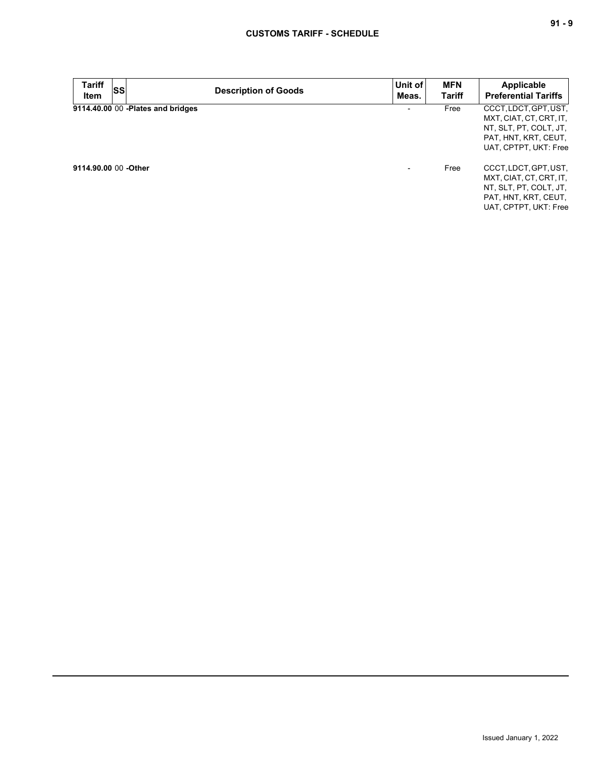| Tariff Item | SS | Description of Goods | Unit of Meas. | MFN Tariff | Applicable Preferential Tariffs |
|---|---|---|---|---|---|
| **9114.40.00** | 00 | **-Plates and bridges** | - | Free | CCCT, LDCT, GPT, UST, MXT, CIAT, CT, CRT, IT, NT, SLT, PT, COLT, JT, PAT, HNT, KRT, CEUT, UAT, CPTPT, UKT: Free |
| **9114.90.00** | 00 | **-Other** | - | Free | CCCT, LDCT, GPT, UST, MXT, CIAT, CT, CRT, IT, NT, SLT, PT, COLT, JT, PAT, HNT, KRT, CEUT, UAT, CPTPT, UKT: Free |